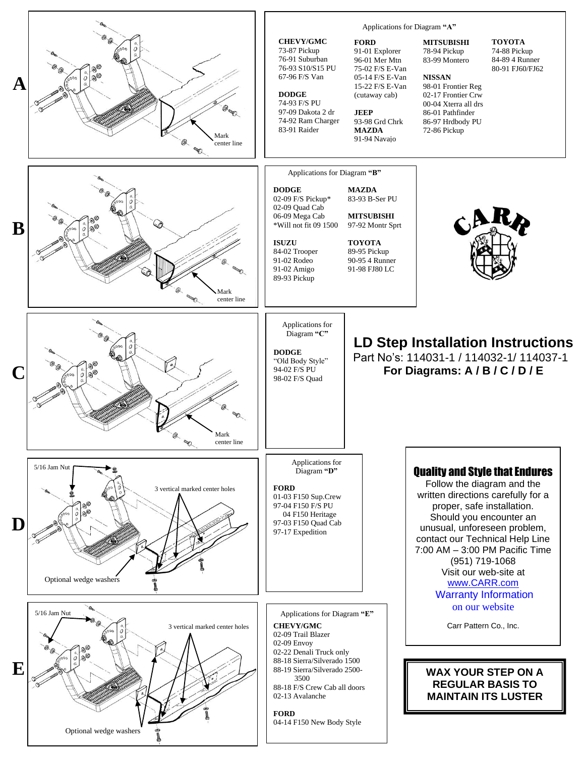# LD Step Installation Instructions

Part No's: 114031-1 / 114032-1/ 114037-1

**For Diagrams: A / B / C / D / E**

## A

Mark center line

Applications for Diagram **"A"**

**CHEVY/GMC**
73-87 Pickup
76-91 Suburban
76-93 S10/S15 PU
67-96 F/S Van

**DODGE**
74-93 F/S PU
97-09 Dakota 2 dr
74-92 Ram Charger
83-91 Raider

**FORD**
91-01 Explorer
96-01 Mer Mtn
75-02 F/S E-Van
05-14 F/S E-Van
15-22 F/S E-Van (cutaway cab)

**JEEP**
93-98 Grd Chrk

**MAZDA**
91-94 Navajo

**MITSUBISHI**
78-94 Pickup
83-99 Montero

**NISSAN**
98-01 Frontier Reg
02-17 Frontier Crw
00-04 Xterra all drs
86-01 Pathfinder
86-97 Hrdbody PU
72-86 Pickup

**TOYOTA**
74-88 Pickup
84-89 4 Runner
80-91 FJ60/FJ62

## B

Mark center line

Applications for Diagram **"B"**

**DODGE**
02-09 F/S Pickup*
02-09 Quad Cab
06-09 Mega Cab
*Will not fit 09 1500

**ISUZU**
84-02 Trooper
91-02 Rodeo
91-02 Amigo
89-93 Pickup

**MAZDA**
83-93 B-Ser PU

**MITSUBISHI**
97-92 Montr Sprt

**TOYOTA**
89-95 Pickup
90-95 4 Runner
91-98 FJ80 LC

CARR

## C

Mark center line

Applications for Diagram **"C"**

**DODGE**
"Old Body Style"
94-02 F/S PU
98-02 F/S Quad

## D

5/16 Jam Nut

3 vertical marked center holes

Optional wedge washers

Applications for Diagram **"D"**

**FORD**
01-03 F150 Sup.Crew
97-04 F150 F/S PU
04 F150 Heritage
97-03 F150 Quad Cab
97-17 Expedition

## E

5/16 Jam Nut

3 vertical marked center holes

Optional wedge washers

Applications for Diagram **"E"**

**CHEVY/GMC**
02-09 Trail Blazer
02-09 Envoy
02-22 Denali Truck only
88-18 Sierra/Silverado 1500
88-19 Sierra/Silverado 2500-3500
88-18 F/S Crew Cab all doors
02-13 Avalanche

**FORD**
04-14 F150 New Body Style

### Quality and Style that Endures

Follow the diagram and the written directions carefully for a proper, safe installation. Should you encounter an unusual, unforeseen problem, contact our Technical Help Line 7:00 AM – 3:00 PM Pacific Time (951) 719-1068
Visit our web-site at
www.CARR.com
Warranty Information
on our website

Carr Pattern Co., Inc.

**WAX YOUR STEP ON A REGULAR BASIS TO MAINTAIN ITS LUSTER**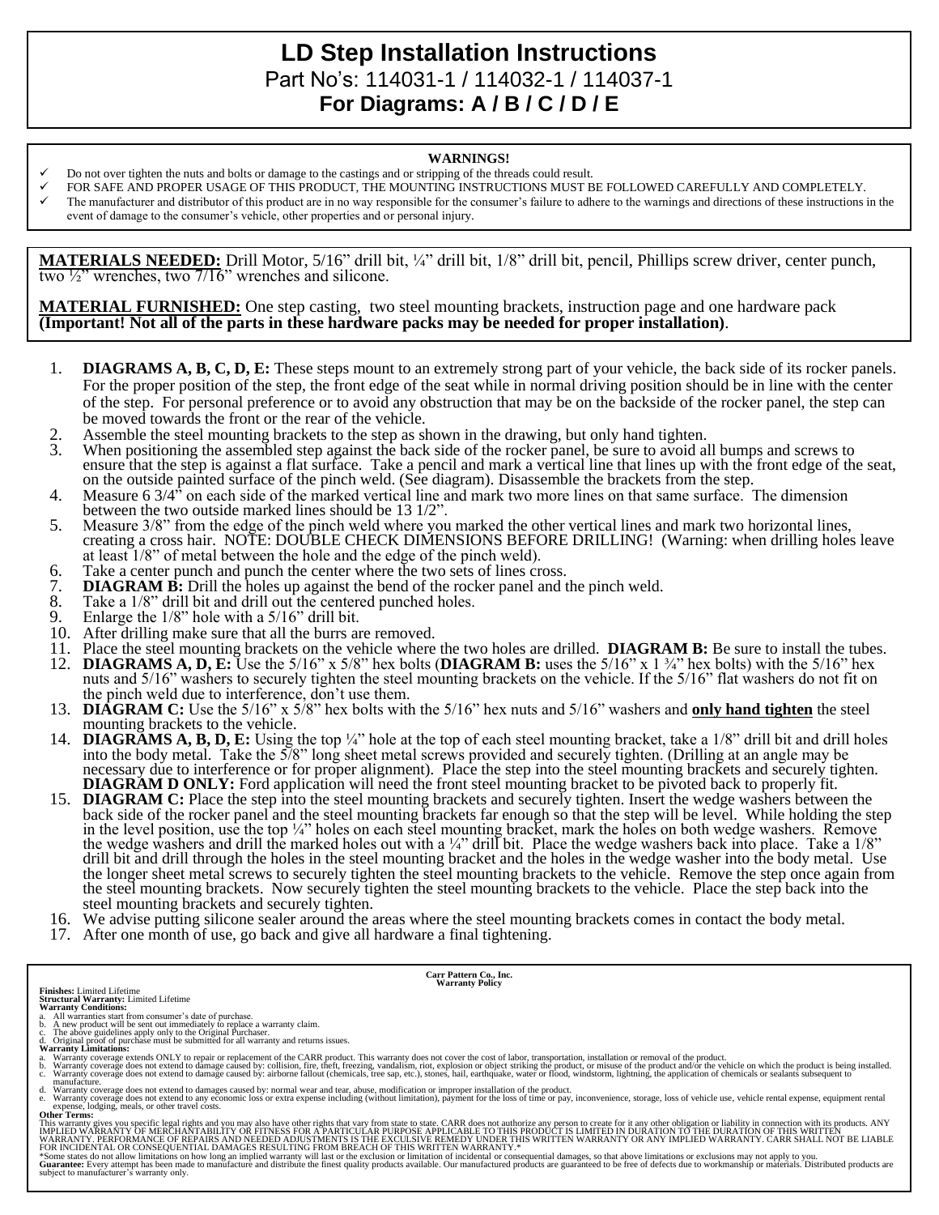# LD Step Installation Instructions

Part No's: 114031-1 / 114032-1 / 114037-1

**For Diagrams: A / B / C / D / E**

**WARNINGS!**

- ✓ Do not over tighten the nuts and bolts or damage to the castings and or stripping of the threads could result.
- ✓ FOR SAFE AND PROPER USAGE OF THIS PRODUCT, THE MOUNTING INSTRUCTIONS MUST BE FOLLOWED CAREFULLY AND COMPLETELY.
- ✓ The manufacturer and distributor of this product are in no way responsible for the consumer's failure to adhere to the warnings and directions of these instructions in the event of damage to the consumer's vehicle, other properties and or personal injury.

**MATERIALS NEEDED:** Drill Motor, 5/16" drill bit, ¼" drill bit, 1/8" drill bit, pencil, Phillips screw driver, center punch, two ½" wrenches, two 7/16" wrenches and silicone.

**MATERIAL FURNISHED:** One step casting, two steel mounting brackets, instruction page and one hardware pack **(Important! Not all of the parts in these hardware packs may be needed for proper installation)**.

1. **DIAGRAMS A, B, C, D, E:** These steps mount to an extremely strong part of your vehicle, the back side of its rocker panels. For the proper position of the step, the front edge of the seat while in normal driving position should be in line with the center of the step. For personal preference or to avoid any obstruction that may be on the backside of the rocker panel, the step can be moved towards the front or the rear of the vehicle.
2. Assemble the steel mounting brackets to the step as shown in the drawing, but only hand tighten.
3. When positioning the assembled step against the back side of the rocker panel, be sure to avoid all bumps and screws to ensure that the step is against a flat surface. Take a pencil and mark a vertical line that lines up with the front edge of the seat, on the outside painted surface of the pinch weld. (See diagram). Disassemble the brackets from the step.
4. Measure 6 3/4" on each side of the marked vertical line and mark two more lines on that same surface. The dimension between the two outside marked lines should be 13 1/2".
5. Measure 3/8" from the edge of the pinch weld where you marked the other vertical lines and mark two horizontal lines, creating a cross hair. NOTE: DOUBLE CHECK DIMENSIONS BEFORE DRILLING! (Warning: when drilling holes leave at least 1/8" of metal between the hole and the edge of the pinch weld).
6. Take a center punch and punch the center where the two sets of lines cross.
7. **DIAGRAM B:** Drill the holes up against the bend of the rocker panel and the pinch weld.
8. Take a 1/8" drill bit and drill out the centered punched holes.
9. Enlarge the 1/8" hole with a 5/16" drill bit.
10. After drilling make sure that all the burrs are removed.
11. Place the steel mounting brackets on the vehicle where the two holes are drilled. **DIAGRAM B:** Be sure to install the tubes.
12. **DIAGRAMS A, D, E:** Use the 5/16" x 5/8" hex bolts (**DIAGRAM B:** uses the 5/16" x 1 ¾" hex bolts) with the 5/16" hex nuts and 5/16" washers to securely tighten the steel mounting brackets on the vehicle. If the 5/16" flat washers do not fit on the pinch weld due to interference, don't use them.
13. **DIAGRAM C:** Use the 5/16" x 5/8" hex bolts with the 5/16" hex nuts and 5/16" washers and **only hand tighten** the steel mounting brackets to the vehicle.
14. **DIAGRAMS A, B, D, E:** Using the top ¼" hole at the top of each steel mounting bracket, take a 1/8" drill bit and drill holes into the body metal. Take the 5/8" long sheet metal screws provided and securely tighten. (Drilling at an angle may be necessary due to interference or for proper alignment). Place the step into the steel mounting brackets and securely tighten. **DIAGRAM D ONLY:** Ford application will need the front steel mounting bracket to be pivoted back to properly fit.
15. **DIAGRAM C:** Place the step into the steel mounting brackets and securely tighten. Insert the wedge washers between the back side of the rocker panel and the steel mounting brackets far enough so that the step will be level. While holding the step in the level position, use the top ¼" holes on each steel mounting bracket, mark the holes on both wedge washers. Remove the wedge washers and drill the marked holes out with a ¼" drill bit. Place the wedge washers back into place. Take a 1/8" drill bit and drill through the holes in the steel mounting bracket and the holes in the wedge washer into the body metal. Use the longer sheet metal screws to securely tighten the steel mounting brackets to the vehicle. Remove the step once again from the steel mounting brackets. Now securely tighten the steel mounting brackets to the vehicle. Place the step back into the steel mounting brackets and securely tighten.
16. We advise putting silicone sealer around the areas where the steel mounting brackets comes in contact the body metal.
17. After one month of use, go back and give all hardware a final tightening.

**Carr Pattern Co., Inc.**
**Warranty Policy**

**Finishes:** Limited Lifetime
**Structural Warranty:** Limited Lifetime
**Warranty Conditions:**

a. All warranties start from consumer's date of purchase.
b. A new product will be sent out immediately to replace a warranty claim.
c. The above guidelines apply only to the Original Purchaser.
d. Original proof of purchase must be submitted for all warranty and returns issues.

**Warranty Limitations:**

a. Warranty coverage extends ONLY to repair or replacement of the CARR product. This warranty does not cover the cost of labor, transportation, installation or removal of the product.
b. Warranty coverage does not extend to damage caused by: collision, fire, theft, freezing, vandalism, riot, explosion or object striking the product, or misuse of the product and/or the vehicle on which the product is being installed.
c. Warranty coverage does not extend to damage caused by: airborne fallout (chemicals, tree sap, etc.), stones, hail, earthquake, water or flood, windstorm, lightning, the application of chemicals or sealants subsequent to manufacture.
d. Warranty coverage does not extend to damages caused by: normal wear and tear, abuse, modification or improper installation of the product.
e. Warranty coverage does not extend to any economic loss or extra expense including (without limitation), payment for the loss of time or pay, inconvenience, storage, loss of vehicle use, vehicle rental expense, equipment rental expense, lodging, meals, or other travel costs.

**Other Terms:**

This warranty gives you specific legal rights and you may also have other rights that vary from state to state. CARR does not authorize any person to create for it any other obligation or liability in connection with its products. ANY IMPLIED WARRANTY OF MERCHANTABILITY OR FITNESS FOR A PARTICULAR PURPOSE APPLICABLE TO THIS PRODUCT IS LIMITED IN DURATION TO THE DURATION OF THIS WRITTEN WARRANTY. PERFORMANCE OF REPAIRS AND NEEDED ADJUSTMENTS IS THE EXCULSIVE REMEDY UNDER THIS WRITTEN WARRANTY OR ANY IMPLIED WARRANTY. CARR SHALL NOT BE LIABLE FOR INCIDENTAL OR CONSEQUENTIAL DAMAGES RESULTING FROM BREACH OF THIS WRITTEN WARRANTY.*

*Some states do not allow limitations on how long an implied warranty will last or the exclusion or limitation of incidental or consequential damages, so that above limitations or exclusions may not apply to you.

**Guarantee:** Every attempt has been made to manufacture and distribute the finest quality products available. Our manufactured products are guaranteed to be free of defects due to workmanship or materials. Distributed products are subject to manufacturer's warranty only.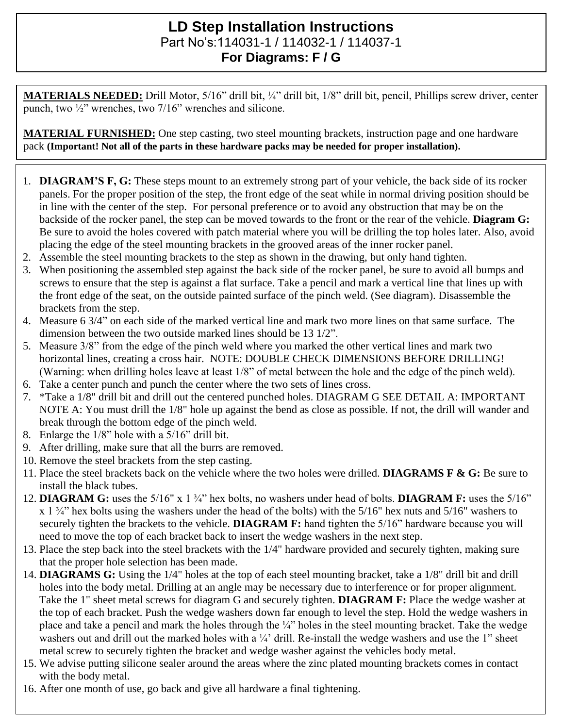# LD Step Installation Instructions

Part No's:114031-1 / 114032-1 / 114037-1

**For Diagrams: F / G**

**MATERIALS NEEDED:** Drill Motor, 5/16" drill bit, ¼" drill bit, 1/8" drill bit, pencil, Phillips screw driver, center punch, two ½" wrenches, two 7/16" wrenches and silicone.

**MATERIAL FURNISHED:** One step casting, two steel mounting brackets, instruction page and one hardware pack **(Important! Not all of the parts in these hardware packs may be needed for proper installation).**

1. **DIAGRAM'S F, G:** These steps mount to an extremely strong part of your vehicle, the back side of its rocker panels. For the proper position of the step, the front edge of the seat while in normal driving position should be in line with the center of the step. For personal preference or to avoid any obstruction that may be on the backside of the rocker panel, the step can be moved towards to the front or the rear of the vehicle. **Diagram G:** Be sure to avoid the holes covered with patch material where you will be drilling the top holes later. Also, avoid placing the edge of the steel mounting brackets in the grooved areas of the inner rocker panel.
2. Assemble the steel mounting brackets to the step as shown in the drawing, but only hand tighten.
3. When positioning the assembled step against the back side of the rocker panel, be sure to avoid all bumps and screws to ensure that the step is against a flat surface. Take a pencil and mark a vertical line that lines up with the front edge of the seat, on the outside painted surface of the pinch weld. (See diagram). Disassemble the brackets from the step.
4. Measure 6 3/4" on each side of the marked vertical line and mark two more lines on that same surface. The dimension between the two outside marked lines should be 13 1/2".
5. Measure 3/8" from the edge of the pinch weld where you marked the other vertical lines and mark two horizontal lines, creating a cross hair. NOTE: DOUBLE CHECK DIMENSIONS BEFORE DRILLING! (Warning: when drilling holes leave at least 1/8" of metal between the hole and the edge of the pinch weld).
6. Take a center punch and punch the center where the two sets of lines cross.
7. *Take a 1/8" drill bit and drill out the centered punched holes. DIAGRAM G SEE DETAIL A: IMPORTANT NOTE A: You must drill the 1/8" hole up against the bend as close as possible. If not, the drill will wander and break through the bottom edge of the pinch weld.
8. Enlarge the 1/8" hole with a 5/16" drill bit.
9. After drilling, make sure that all the burrs are removed.
10. Remove the steel brackets from the step casting.
11. Place the steel brackets back on the vehicle where the two holes were drilled. **DIAGRAMS F & G:** Be sure to install the black tubes.
12. **DIAGRAM G:** uses the 5/16" x 1 ¾" hex bolts, no washers under head of bolts. **DIAGRAM F:** uses the 5/16" x 1 ¾" hex bolts using the washers under the head of the bolts) with the 5/16" hex nuts and 5/16" washers to securely tighten the brackets to the vehicle. **DIAGRAM F:** hand tighten the 5/16" hardware because you will need to move the top of each bracket back to insert the wedge washers in the next step.
13. Place the step back into the steel brackets with the 1/4" hardware provided and securely tighten, making sure that the proper hole selection has been made.
14. **DIAGRAMS G:** Using the 1/4" holes at the top of each steel mounting bracket, take a 1/8" drill bit and drill holes into the body metal. Drilling at an angle may be necessary due to interference or for proper alignment. Take the 1" sheet metal screws for diagram G and securely tighten. **DIAGRAM F:** Place the wedge washer at the top of each bracket. Push the wedge washers down far enough to level the step. Hold the wedge washers in place and take a pencil and mark the holes through the ¼" holes in the steel mounting bracket. Take the wedge washers out and drill out the marked holes with a ¼' drill. Re-install the wedge washers and use the 1" sheet metal screw to securely tighten the bracket and wedge washer against the vehicles body metal.
15. We advise putting silicone sealer around the areas where the zinc plated mounting brackets comes in contact with the body metal.
16. After one month of use, go back and give all hardware a final tightening.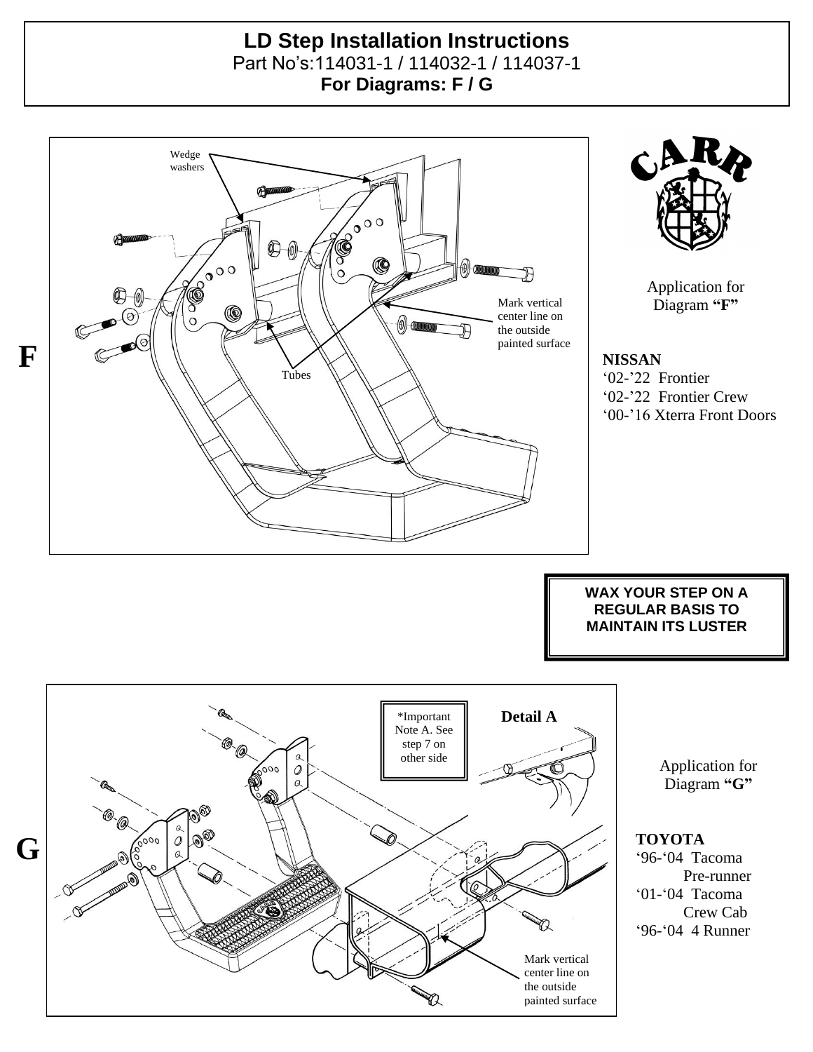# LD Step Installation Instructions

Part No's:114031-1 / 114032-1 / 114037-1

**For Diagrams: F / G**

**F**

Wedge washers

Tubes

Mark vertical center line on the outside painted surface

Application for Diagram **"F"**

**NISSAN**

'02-'22 Frontier

'02-'22 Frontier Crew

'00-'16 Xterra Front Doors

**WAX YOUR STEP ON A REGULAR BASIS TO MAINTAIN ITS LUSTER**

**G**

*Important Note A. See step 7 on other side

**Detail A**

Mark vertical center line on the outside painted surface

Application for Diagram **"G"**

**TOYOTA**

'96-'04 Tacoma Pre-runner

'01-'04 Tacoma Crew Cab

'96-'04 4 Runner